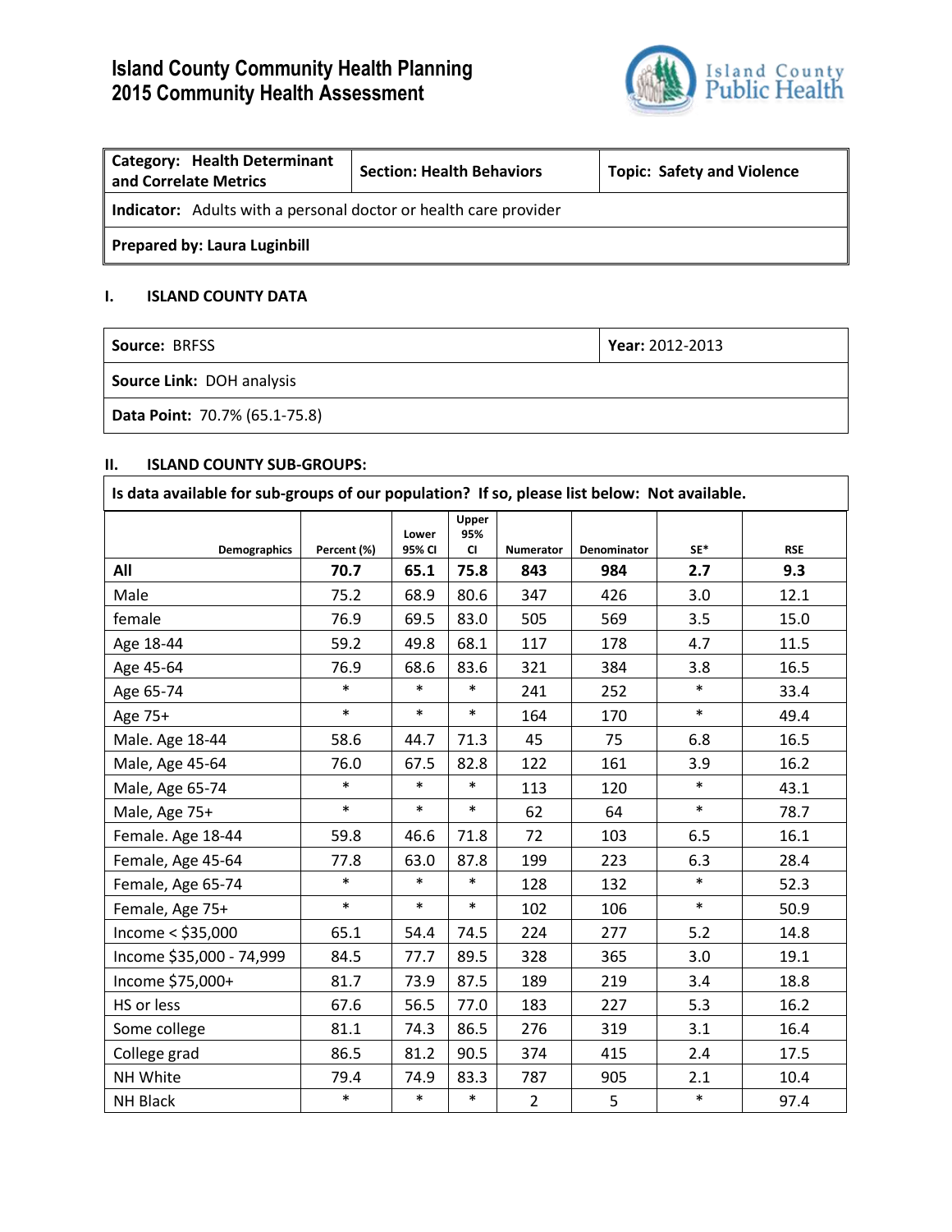# Island County Community Health Planning
# 2015 Community Health Assessment

| Category: Health Determinant and Correlate Metrics | Section: Health Behaviors | Topic: Safety and Violence |
|---|---|---|
| **Indicator:** Adults with a personal doctor or health care provider | | |
| **Prepared by: Laura Luginbill** | | |

## I. ISLAND COUNTY DATA

| Source: BRFSS | Year: 2012-2013 |
|---|---|
| **Source Link:** DOH analysis | |
| **Data Point:** 70.7% (65.1-75.8) | |

## II. ISLAND COUNTY SUB-GROUPS:

**Is data available for sub-groups of our population? If so, please list below: Not available.**

| Demographics | Percent (%) | Lower 95% CI | Upper 95% CI | Numerator | Denominator | SE* | RSE |
|---|---|---|---|---|---|---|---|
| **All** | **70.7** | **65.1** | **75.8** | **843** | **984** | **2.7** | **9.3** |
| Male | 75.2 | 68.9 | 80.6 | 347 | 426 | 3.0 | 12.1 |
| female | 76.9 | 69.5 | 83.0 | 505 | 569 | 3.5 | 15.0 |
| Age 18-44 | 59.2 | 49.8 | 68.1 | 117 | 178 | 4.7 | 11.5 |
| Age 45-64 | 76.9 | 68.6 | 83.6 | 321 | 384 | 3.8 | 16.5 |
| Age 65-74 | * | * | * | 241 | 252 | * | 33.4 |
| Age 75+ | * | * | * | 164 | 170 | * | 49.4 |
| Male. Age 18-44 | 58.6 | 44.7 | 71.3 | 45 | 75 | 6.8 | 16.5 |
| Male, Age 45-64 | 76.0 | 67.5 | 82.8 | 122 | 161 | 3.9 | 16.2 |
| Male, Age 65-74 | * | * | * | 113 | 120 | * | 43.1 |
| Male, Age 75+ | * | * | * | 62 | 64 | * | 78.7 |
| Female. Age 18-44 | 59.8 | 46.6 | 71.8 | 72 | 103 | 6.5 | 16.1 |
| Female, Age 45-64 | 77.8 | 63.0 | 87.8 | 199 | 223 | 6.3 | 28.4 |
| Female, Age 65-74 | * | * | * | 128 | 132 | * | 52.3 |
| Female, Age 75+ | * | * | * | 102 | 106 | * | 50.9 |
| Income < $35,000 | 65.1 | 54.4 | 74.5 | 224 | 277 | 5.2 | 14.8 |
| Income $35,000 - 74,999 | 84.5 | 77.7 | 89.5 | 328 | 365 | 3.0 | 19.1 |
| Income $75,000+ | 81.7 | 73.9 | 87.5 | 189 | 219 | 3.4 | 18.8 |
| HS or less | 67.6 | 56.5 | 77.0 | 183 | 227 | 5.3 | 16.2 |
| Some college | 81.1 | 74.3 | 86.5 | 276 | 319 | 3.1 | 16.4 |
| College grad | 86.5 | 81.2 | 90.5 | 374 | 415 | 2.4 | 17.5 |
| NH White | 79.4 | 74.9 | 83.3 | 787 | 905 | 2.1 | 10.4 |
| NH Black | * | * | * | 2 | 5 | * | 97.4 |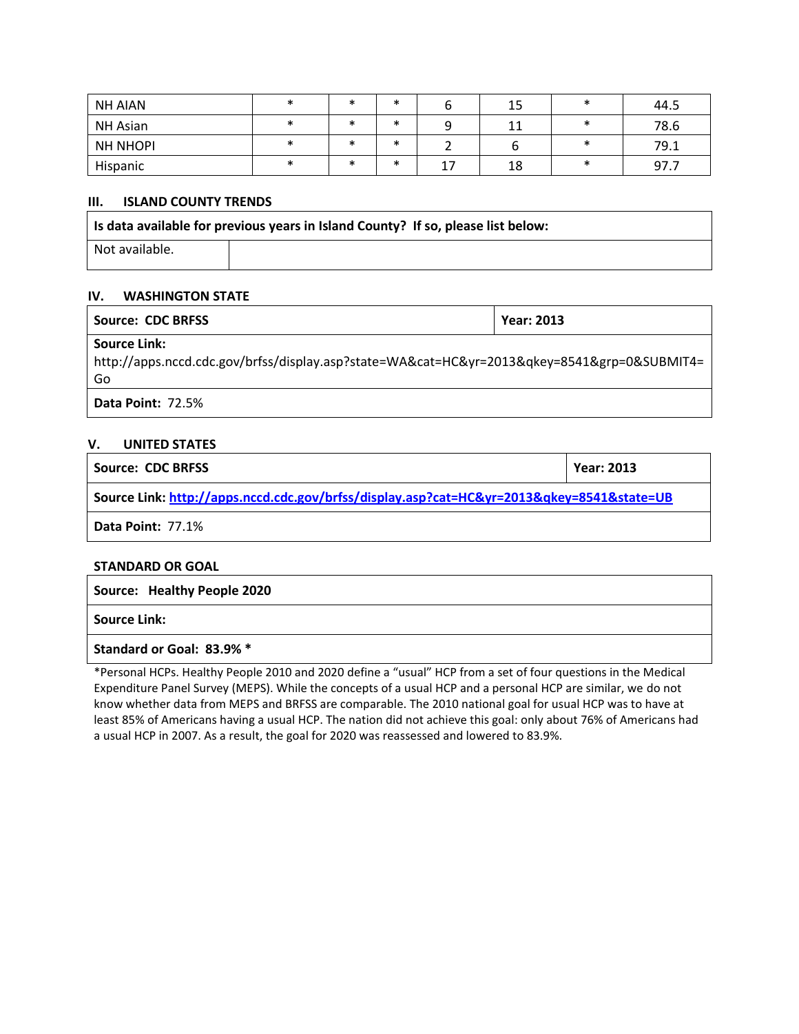| | | | | | | | |
|---|---|---|---|---|---|---|---|
| NH AIAN | * | * | * | 6 | 15 | * | 44.5 |
| NH Asian | * | * | * | 9 | 11 | * | 78.6 |
| NH NHOPI | * | * | * | 2 | 6 | * | 79.1 |
| Hispanic | * | * | * | 17 | 18 | * | 97.7 |

### III. ISLAND COUNTY TRENDS

| Is data available for previous years in Island County? If so, please list below: | |
|---|---|
| Not available. | |

### IV. WASHINGTON STATE

| | |
|---|---|
| **Source: CDC BRFSS** | **Year: 2013** |
| **Source Link:** http://apps.nccd.cdc.gov/brfss/display.asp?state=WA&cat=HC&yr=2013&qkey=8541&grp=0&SUBMIT4=Go | |
| **Data Point:** 72.5% | |

### V. UNITED STATES

| | |
|---|---|
| **Source: CDC BRFSS** | **Year: 2013** |
| **Source Link: http://apps.nccd.cdc.gov/brfss/display.asp?cat=HC&yr=2013&qkey=8541&state=UB** | |
| **Data Point:** 77.1% | |

### STANDARD OR GOAL

| |
|---|
| **Source: Healthy People 2020** |
| **Source Link:** |
| **Standard or Goal: 83.9% *** |

*Personal HCPs. Healthy People 2010 and 2020 define a "usual" HCP from a set of four questions in the Medical Expenditure Panel Survey (MEPS). While the concepts of a usual HCP and a personal HCP are similar, we do not know whether data from MEPS and BRFSS are comparable. The 2010 national goal for usual HCP was to have at least 85% of Americans having a usual HCP. The nation did not achieve this goal: only about 76% of Americans had a usual HCP in 2007. As a result, the goal for 2020 was reassessed and lowered to 83.9%.